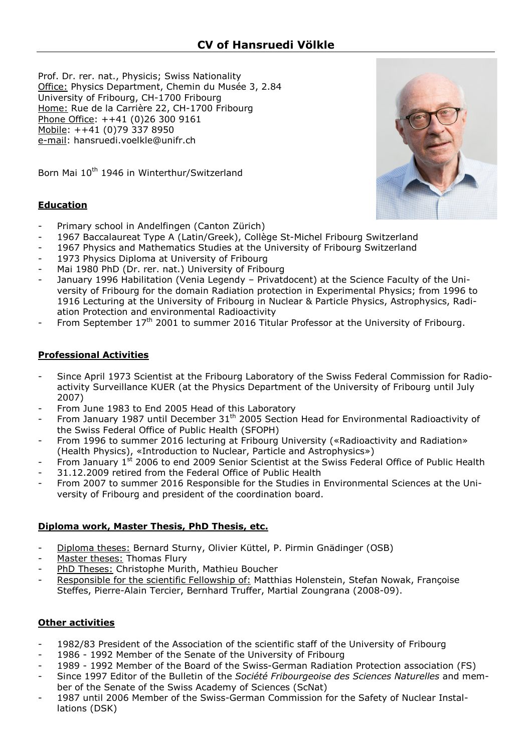# CV of Hansruedi Völkle

Prof. Dr. rer. nat., Physicis; Swiss Nationality
Office: Physics Department, Chemin du Musée 3, 2.84
University of Fribourg, CH-1700 Fribourg
Home: Rue de la Carrière 22, CH-1700 Fribourg
Phone Office: ++41 (0)26 300 9161
Mobile: ++41 (0)79 337 8950
e-mail: hansruedi.voelkle@unifr.ch

Born Mai 10th 1946 in Winterthur/Switzerland

## Education

- Primary school in Andelfingen (Canton Zürich)
- 1967 Baccalaureat Type A (Latin/Greek), Collège St-Michel Fribourg Switzerland
- 1967 Physics and Mathematics Studies at the University of Fribourg Switzerland
- 1973 Physics Diploma at University of Fribourg
- Mai 1980 PhD (Dr. rer. nat.) University of Fribourg
- January 1996 Habilitation (Venia Legendy – Privatdocent) at the Science Faculty of the University of Fribourg for the domain Radiation protection in Experimental Physics; from 1996 to 1916 Lecturing at the University of Fribourg in Nuclear & Particle Physics, Astrophysics, Radiation Protection and environmental Radioactivity
- From September 17th 2001 to summer 2016 Titular Professor at the University of Fribourg.

## Professional Activities

- Since April 1973 Scientist at the Fribourg Laboratory of the Swiss Federal Commission for Radioactivity Surveillance KUER (at the Physics Department of the University of Fribourg until July 2007)
- From June 1983 to End 2005 Head of this Laboratory
- From January 1987 until December 31th 2005 Section Head for Environmental Radioactivity of the Swiss Federal Office of Public Health (SFOPH)
- From 1996 to summer 2016 lecturing at Fribourg University («Radioactivity and Radiation» (Health Physics), «Introduction to Nuclear, Particle and Astrophysics»)
- From January 1st 2006 to end 2009 Senior Scientist at the Swiss Federal Office of Public Health
- 31.12.2009 retired from the Federal Office of Public Health
- From 2007 to summer 2016 Responsible for the Studies in Environmental Sciences at the University of Fribourg and president of the coordination board.

## Diploma work, Master Thesis, PhD Thesis, etc.

- Diploma theses: Bernard Sturny, Olivier Küttel, P. Pirmin Gnädinger (OSB)
- Master theses: Thomas Flury
- PhD Theses: Christophe Murith, Mathieu Boucher
- Responsible for the scientific Fellowship of: Matthias Holenstein, Stefan Nowak, Françoise Steffes, Pierre-Alain Tercier, Bernhard Truffer, Martial Zoungrana (2008-09).

## Other activities

- 1982/83 President of the Association of the scientific staff of the University of Fribourg
- 1986 - 1992 Member of the Senate of the University of Fribourg
- 1989 - 1992 Member of the Board of the Swiss-German Radiation Protection association (FS)
- Since 1997 Editor of the Bulletin of the *Société Fribourgeoise des Sciences Naturelles* and member of the Senate of the Swiss Academy of Sciences (ScNat)
- 1987 until 2006 Member of the Swiss-German Commission for the Safety of Nuclear Installations (DSK)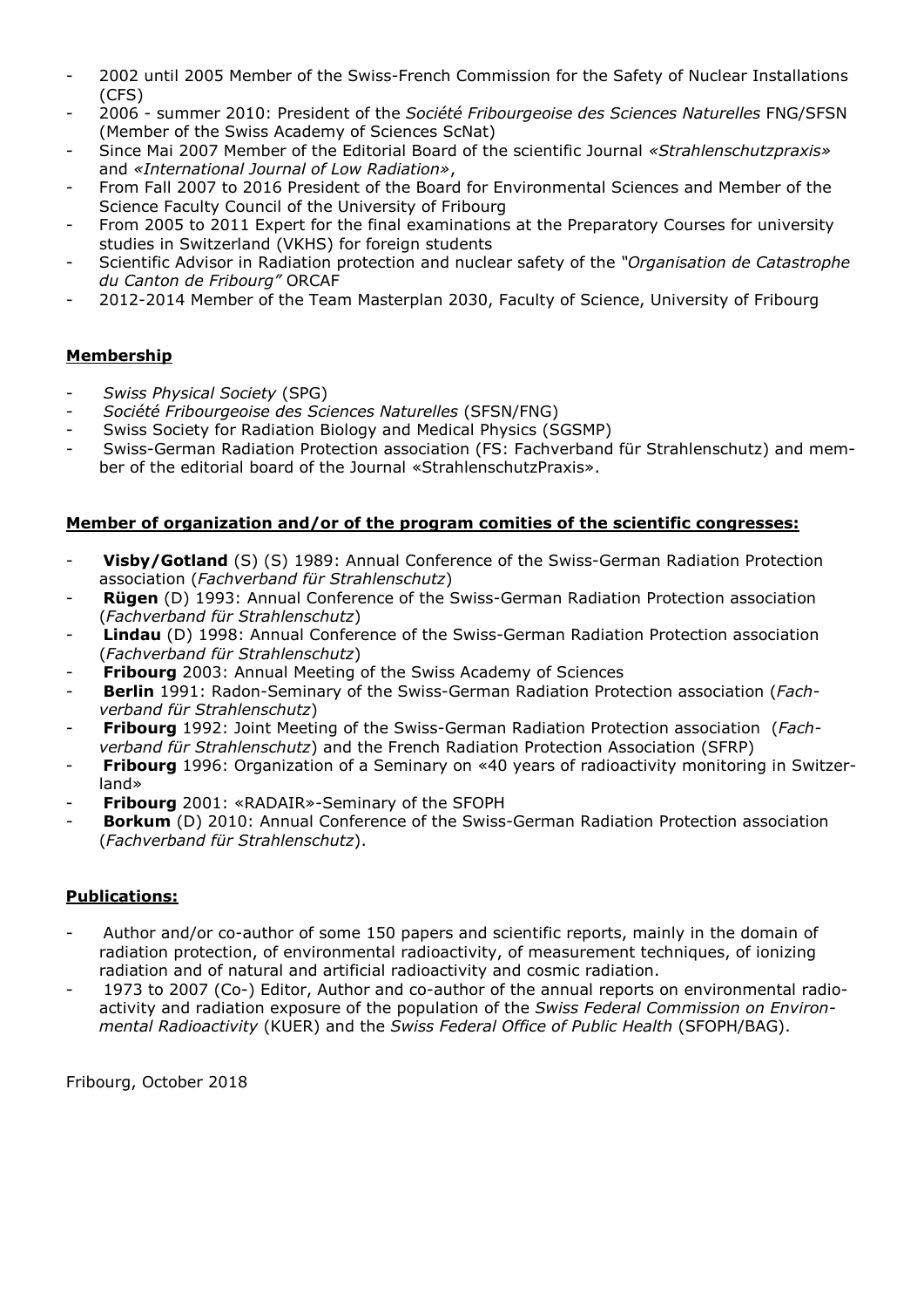- 2002 until 2005 Member of the Swiss-French Commission for the Safety of Nuclear Installations (CFS)
- 2006 - summer 2010: President of the *Société Fribourgeoise des Sciences Naturelles* FNG/SFSN (Member of the Swiss Academy of Sciences ScNat)
- Since Mai 2007 Member of the Editorial Board of the scientific Journal *«Strahlenschutzpraxis»* and *«International Journal of Low Radiation»*,
- From Fall 2007 to 2016 President of the Board for Environmental Sciences and Member of the Science Faculty Council of the University of Fribourg
- From 2005 to 2011 Expert for the final examinations at the Preparatory Courses for university studies in Switzerland (VKHS) for foreign students
- Scientific Advisor in Radiation protection and nuclear safety of the *"Organisation de Catastrophe du Canton de Fribourg"* ORCAF
- 2012-2014 Member of the Team Masterplan 2030, Faculty of Science, University of Fribourg

## **Membership**

- *Swiss Physical Society* (SPG)
- *Société Fribourgeoise des Sciences Naturelles* (SFSN/FNG)
- Swiss Society for Radiation Biology and Medical Physics (SGSMP)
- Swiss-German Radiation Protection association (FS: Fachverband für Strahlenschutz) and member of the editorial board of the Journal «StrahlenschutzPraxis».

## **Member of organization and/or of the program comities of the scientific congresses:**

- **Visby/Gotland** (S) (S) 1989: Annual Conference of the Swiss-German Radiation Protection association (*Fachverband für Strahlenschutz*)
- **Rügen** (D) 1993: Annual Conference of the Swiss-German Radiation Protection association (*Fachverband für Strahlenschutz*)
- **Lindau** (D) 1998: Annual Conference of the Swiss-German Radiation Protection association (*Fachverband für Strahlenschutz*)
- **Fribourg** 2003: Annual Meeting of the Swiss Academy of Sciences
- **Berlin** 1991: Radon-Seminary of the Swiss-German Radiation Protection association (*Fachverband für Strahlenschutz*)
- **Fribourg** 1992: Joint Meeting of the Swiss-German Radiation Protection association (*Fachverband für Strahlenschutz*) and the French Radiation Protection Association (SFRP)
- **Fribourg** 1996: Organization of a Seminary on «40 years of radioactivity monitoring in Switzerland»
- **Fribourg** 2001: «RADAIR»-Seminary of the SFOPH
- **Borkum** (D) 2010: Annual Conference of the Swiss-German Radiation Protection association (*Fachverband für Strahlenschutz*).

## **Publications:**

- Author and/or co-author of some 150 papers and scientific reports, mainly in the domain of radiation protection, of environmental radioactivity, of measurement techniques, of ionizing radiation and of natural and artificial radioactivity and cosmic radiation.
- 1973 to 2007 (Co-) Editor, Author and co-author of the annual reports on environmental radioactivity and radiation exposure of the population of the *Swiss Federal Commission on Environmental Radioactivity* (KUER) and the *Swiss Federal Office of Public Health* (SFOPH/BAG).

Fribourg, October 2018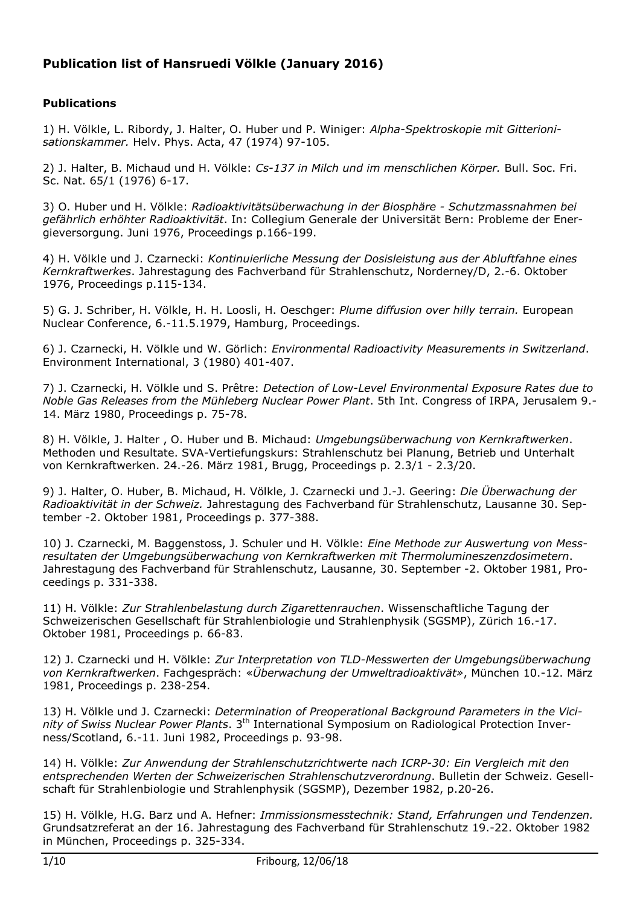## Publication list of Hansruedi Völkle (January 2016)

### Publications

1) H. Völkle, L. Ribordy, J. Halter, O. Huber und P. Winiger: *Alpha-Spektroskopie mit Gitterionisationskammer.* Helv. Phys. Acta, 47 (1974) 97-105.

2) J. Halter, B. Michaud und H. Völkle: *Cs-137 in Milch und im menschlichen Körper.* Bull. Soc. Fri. Sc. Nat. 65/1 (1976) 6-17.

3) O. Huber und H. Völkle: *Radioaktivitätsüberwachung in der Biosphäre - Schutzmassnahmen bei gefährlich erhöhter Radioaktivität*. In: Collegium Generale der Universität Bern: Probleme der Energieversorgung. Juni 1976, Proceedings p.166-199.

4) H. Völkle und J. Czarnecki: *Kontinuierliche Messung der Dosisleistung aus der Abluftfahne eines Kernkraftwerkes*. Jahrestagung des Fachverband für Strahlenschutz, Norderney/D, 2.-6. Oktober 1976, Proceedings p.115-134.

5) G. J. Schriber, H. Völkle, H. H. Loosli, H. Oeschger: *Plume diffusion over hilly terrain.* European Nuclear Conference, 6.-11.5.1979, Hamburg, Proceedings.

6) J. Czarnecki, H. Völkle und W. Görlich: *Environmental Radioactivity Measurements in Switzerland*. Environment International, 3 (1980) 401-407.

7) J. Czarnecki, H. Völkle und S. Prêtre: *Detection of Low-Level Environmental Exposure Rates due to Noble Gas Releases from the Mühleberg Nuclear Power Plant*. 5th Int. Congress of IRPA, Jerusalem 9.-14. März 1980, Proceedings p. 75-78.

8) H. Völkle, J. Halter , O. Huber und B. Michaud: *Umgebungsüberwachung von Kernkraftwerken*. Methoden und Resultate. SVA-Vertiefungskurs: Strahlenschutz bei Planung, Betrieb und Unterhalt von Kernkraftwerken. 24.-26. März 1981, Brugg, Proceedings p. 2.3/1 - 2.3/20.

9) J. Halter, O. Huber, B. Michaud, H. Völkle, J. Czarnecki und J.-J. Geering: *Die Überwachung der Radioaktivität in der Schweiz.* Jahrestagung des Fachverband für Strahlenschutz, Lausanne 30. September -2. Oktober 1981, Proceedings p. 377-388.

10) J. Czarnecki, M. Baggenstoss, J. Schuler und H. Völkle: *Eine Methode zur Auswertung von Messresultaten der Umgebungsüberwachung von Kernkraftwerken mit Thermolumineszenzdosimetern*. Jahrestagung des Fachverband für Strahlenschutz, Lausanne, 30. September -2. Oktober 1981, Proceedings p. 331-338.

11) H. Völkle: *Zur Strahlenbelastung durch Zigarettenrauchen*. Wissenschaftliche Tagung der Schweizerischen Gesellschaft für Strahlenbiologie und Strahlenphysik (SGSMP), Zürich 16.-17. Oktober 1981, Proceedings p. 66-83.

12) J. Czarnecki und H. Völkle: *Zur Interpretation von TLD-Messwerten der Umgebungsüberwachung von Kernkraftwerken*. Fachgespräch: «*Überwachung der Umweltradioaktivät*», München 10.-12. März 1981, Proceedings p. 238-254.

13) H. Völkle und J. Czarnecki: *Determination of Preoperational Background Parameters in the Vicinity of Swiss Nuclear Power Plants*. 3th International Symposium on Radiological Protection Inverness/Scotland, 6.-11. Juni 1982, Proceedings p. 93-98.

14) H. Völkle: *Zur Anwendung der Strahlenschutzrichtwerte nach ICRP-30: Ein Vergleich mit den entsprechenden Werten der Schweizerischen Strahlenschutzverordnung*. Bulletin der Schweiz. Gesellschaft für Strahlenbiologie und Strahlenphysik (SGSMP), Dezember 1982, p.20-26.

15) H. Völkle, H.G. Barz und A. Hefner: *Immissionsmesstechnik: Stand, Erfahrungen und Tendenzen.* Grundsatzreferat an der 16. Jahrestagung des Fachverband für Strahlenschutz 19.-22. Oktober 1982 in München, Proceedings p. 325-334.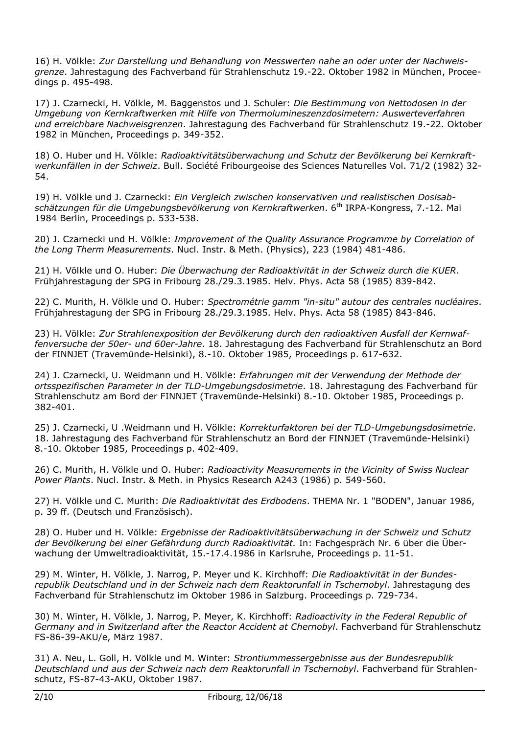16) H. Völkle: *Zur Darstellung und Behandlung von Messwerten nahe an oder unter der Nachweisgrenze*. Jahrestagung des Fachverband für Strahlenschutz 19.-22. Oktober 1982 in München, Proceedings p. 495-498.

17) J. Czarnecki, H. Völkle, M. Baggenstos und J. Schuler: *Die Bestimmung von Nettodosen in der Umgebung von Kernkraftwerken mit Hilfe von Thermolumineszenzdosimetern: Auswerteverfahren und erreichbare Nachweisgrenzen*. Jahrestagung des Fachverband für Strahlenschutz 19.-22. Oktober 1982 in München, Proceedings p. 349-352.

18) O. Huber und H. Völkle: *Radioaktivitätsüberwachung und Schutz der Bevölkerung bei Kernkraftwerkunfällen in der Schweiz*. Bull. Société Fribourgeoise des Sciences Naturelles Vol. 71/2 (1982) 32-54.

19) H. Völkle und J. Czarnecki: *Ein Vergleich zwischen konservativen und realistischen Dosisabschätzungen für die Umgebungsbevölkerung von Kernkraftwerken*. 6th IRPA-Kongress, 7.-12. Mai 1984 Berlin, Proceedings p. 533-538.

20) J. Czarnecki und H. Völkle: *Improvement of the Quality Assurance Programme by Correlation of the Long Therm Measurements*. Nucl. Instr. & Meth. (Physics), 223 (1984) 481-486.

21) H. Völkle und O. Huber: *Die Überwachung der Radioaktivität in der Schweiz durch die KUER*. Frühjahrestagung der SPG in Fribourg 28./29.3.1985. Helv. Phys. Acta 58 (1985) 839-842.

22) C. Murith, H. Völkle und O. Huber: *Spectrométrie gamm "in-situ" autour des centrales nucléaires*. Frühjahrestagung der SPG in Fribourg 28./29.3.1985. Helv. Phys. Acta 58 (1985) 843-846.

23) H. Völkle: *Zur Strahlenexposition der Bevölkerung durch den radioaktiven Ausfall der Kernwaffenversuche der 50er- und 60er-Jahre*. 18. Jahrestagung des Fachverband für Strahlenschutz an Bord der FINNJET (Travemünde-Helsinki), 8.-10. Oktober 1985, Proceedings p. 617-632.

24) J. Czarnecki, U. Weidmann und H. Völkle: *Erfahrungen mit der Verwendung der Methode der ortsspezifischen Parameter in der TLD-Umgebungsdosimetrie*. 18. Jahrestagung des Fachverband für Strahlenschutz am Bord der FINNJET (Travemünde-Helsinki) 8.-10. Oktober 1985, Proceedings p. 382-401.

25) J. Czarnecki, U .Weidmann und H. Völkle: *Korrekturfaktoren bei der TLD-Umgebungsdosimetrie*. 18. Jahrestagung des Fachverband für Strahlenschutz an Bord der FINNJET (Travemünde-Helsinki) 8.-10. Oktober 1985, Proceedings p. 402-409.

26) C. Murith, H. Völkle und O. Huber: *Radioactivity Measurements in the Vicinity of Swiss Nuclear Power Plants*. Nucl. Instr. & Meth. in Physics Research A243 (1986) p. 549-560.

27) H. Völkle und C. Murith: *Die Radioaktivität des Erdbodens*. THEMA Nr. 1 "BODEN", Januar 1986, p. 39 ff. (Deutsch und Französisch).

28) O. Huber und H. Völkle: *Ergebnisse der Radioaktivitätsüberwachung in der Schweiz und Schutz der Bevölkerung bei einer Gefährdung durch Radioaktivität.* In: Fachgespräch Nr. 6 über die Überwachung der Umweltradioaktivität, 15.-17.4.1986 in Karlsruhe, Proceedings p. 11-51.

29) M. Winter, H. Völkle, J. Narrog, P. Meyer und K. Kirchhoff: *Die Radioaktivität in der Bundesrepublik Deutschland und in der Schweiz nach dem Reaktorunfall in Tschernobyl*. Jahrestagung des Fachverband für Strahlenschutz im Oktober 1986 in Salzburg. Proceedings p. 729-734.

30) M. Winter, H. Völkle, J. Narrog, P. Meyer, K. Kirchhoff: *Radioactivity in the Federal Republic of Germany and in Switzerland after the Reactor Accident at Chernobyl*. Fachverband für Strahlenschutz FS-86-39-AKU/e, März 1987.

31) A. Neu, L. Goll, H. Völkle und M. Winter: *Strontiummessergebnisse aus der Bundesrepublik Deutschland und aus der Schweiz nach dem Reaktorunfall in Tschernobyl*. Fachverband für Strahlenschutz, FS-87-43-AKU, Oktober 1987.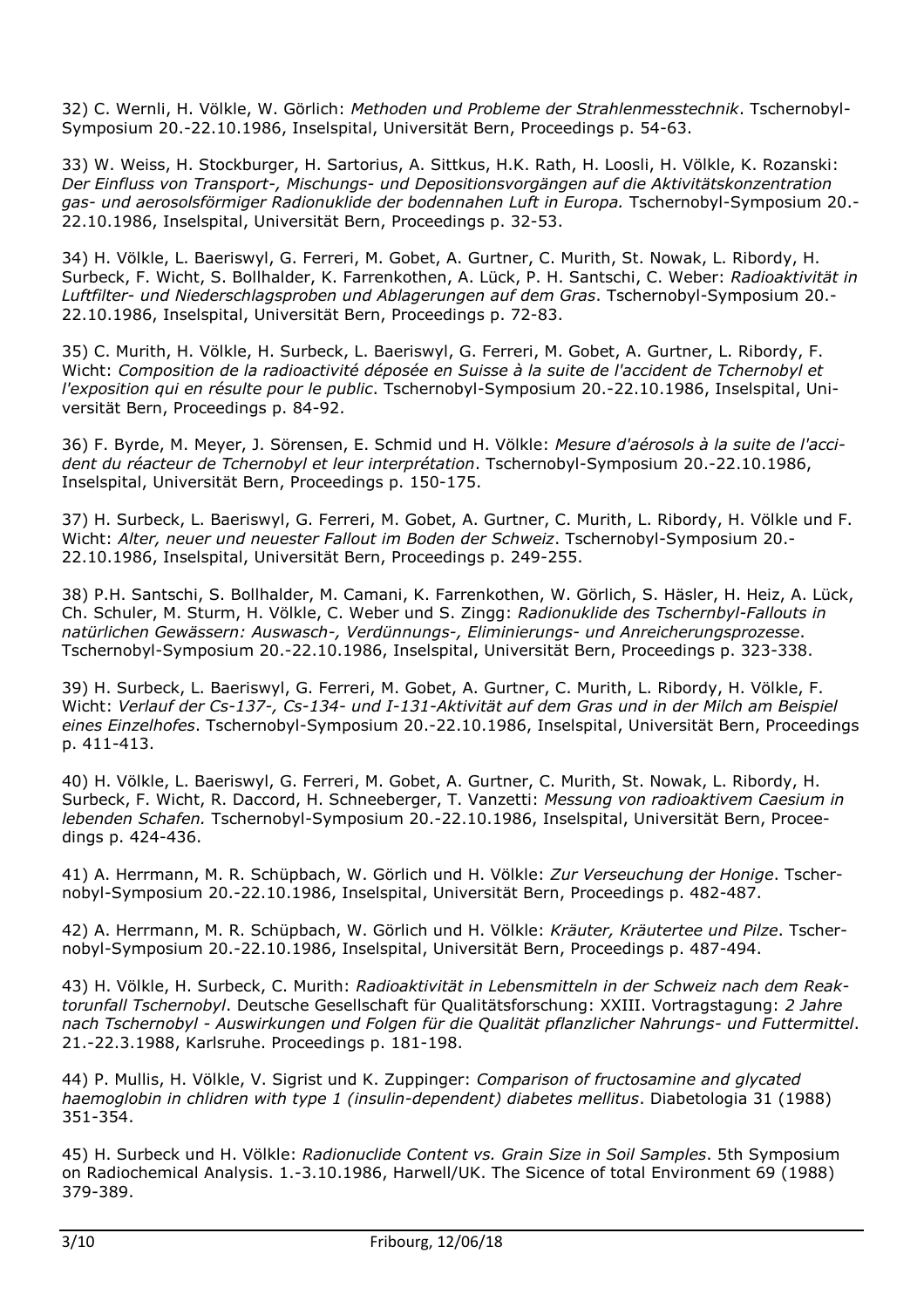32) C. Wernli, H. Völkle, W. Görlich: *Methoden und Probleme der Strahlenmesstechnik*. Tschernobyl-Symposium 20.-22.10.1986, Inselspital, Universität Bern, Proceedings p. 54-63.

33) W. Weiss, H. Stockburger, H. Sartorius, A. Sittkus, H.K. Rath, H. Loosli, H. Völkle, K. Rozanski: *Der Einfluss von Transport-, Mischungs- und Depositionsvorgängen auf die Aktivitätskonzentration gas- und aerosolsförmiger Radionuklide der bodennahen Luft in Europa.* Tschernobyl-Symposium 20.-22.10.1986, Inselspital, Universität Bern, Proceedings p. 32-53.

34) H. Völkle, L. Baeriswyl, G. Ferreri, M. Gobet, A. Gurtner, C. Murith, St. Nowak, L. Ribordy, H. Surbeck, F. Wicht, S. Bollhalder, K. Farrenkothen, A. Lück, P. H. Santschi, C. Weber: *Radioaktivität in Luftfilter- und Niederschlagsproben und Ablagerungen auf dem Gras*. Tschernobyl-Symposium 20.-22.10.1986, Inselspital, Universität Bern, Proceedings p. 72-83.

35) C. Murith, H. Völkle, H. Surbeck, L. Baeriswyl, G. Ferreri, M. Gobet, A. Gurtner, L. Ribordy, F. Wicht: *Composition de la radioactivité déposée en Suisse à la suite de l'accident de Tchernobyl et l'exposition qui en résulte pour le public*. Tschernobyl-Symposium 20.-22.10.1986, Inselspital, Universität Bern, Proceedings p. 84-92.

36) F. Byrde, M. Meyer, J. Sörensen, E. Schmid und H. Völkle: *Mesure d'aérosols à la suite de l'accident du réacteur de Tchernobyl et leur interprétation*. Tschernobyl-Symposium 20.-22.10.1986, Inselspital, Universität Bern, Proceedings p. 150-175.

37) H. Surbeck, L. Baeriswyl, G. Ferreri, M. Gobet, A. Gurtner, C. Murith, L. Ribordy, H. Völkle und F. Wicht: *Alter, neuer und neuester Fallout im Boden der Schweiz*. Tschernobyl-Symposium 20.-22.10.1986, Inselspital, Universität Bern, Proceedings p. 249-255.

38) P.H. Santschi, S. Bollhalder, M. Camani, K. Farrenkothen, W. Görlich, S. Häsler, H. Heiz, A. Lück, Ch. Schuler, M. Sturm, H. Völkle, C. Weber und S. Zingg: *Radionuklide des Tschernbyl-Fallouts in natürlichen Gewässern: Auswasch-, Verdünnungs-, Eliminierungs- und Anreicherungsprozesse*. Tschernobyl-Symposium 20.-22.10.1986, Inselspital, Universität Bern, Proceedings p. 323-338.

39) H. Surbeck, L. Baeriswyl, G. Ferreri, M. Gobet, A. Gurtner, C. Murith, L. Ribordy, H. Völkle, F. Wicht: *Verlauf der Cs-137-, Cs-134- und I-131-Aktivität auf dem Gras und in der Milch am Beispiel eines Einzelhofes*. Tschernobyl-Symposium 20.-22.10.1986, Inselspital, Universität Bern, Proceedings p. 411-413.

40) H. Völkle, L. Baeriswyl, G. Ferreri, M. Gobet, A. Gurtner, C. Murith, St. Nowak, L. Ribordy, H. Surbeck, F. Wicht, R. Daccord, H. Schneeberger, T. Vanzetti: *Messung von radioaktivem Caesium in lebenden Schafen.* Tschernobyl-Symposium 20.-22.10.1986, Inselspital, Universität Bern, Proceedings p. 424-436.

41) A. Herrmann, M. R. Schüpbach, W. Görlich und H. Völkle: *Zur Verseuchung der Honige*. Tschernobyl-Symposium 20.-22.10.1986, Inselspital, Universität Bern, Proceedings p. 482-487.

42) A. Herrmann, M. R. Schüpbach, W. Görlich und H. Völkle: *Kräuter, Kräutertee und Pilze*. Tschernobyl-Symposium 20.-22.10.1986, Inselspital, Universität Bern, Proceedings p. 487-494.

43) H. Völkle, H. Surbeck, C. Murith: *Radioaktivität in Lebensmitteln in der Schweiz nach dem Reaktorunfall Tschernobyl*. Deutsche Gesellschaft für Qualitätsforschung: XXIII. Vortragstagung: *2 Jahre nach Tschernobyl - Auswirkungen und Folgen für die Qualität pflanzlicher Nahrungs- und Futtermittel*. 21.-22.3.1988, Karlsruhe. Proceedings p. 181-198.

44) P. Mullis, H. Völkle, V. Sigrist und K. Zuppinger: *Comparison of fructosamine and glycated haemoglobin in chlidren with type 1 (insulin-dependent) diabetes mellitus*. Diabetologia 31 (1988) 351-354.

45) H. Surbeck und H. Völkle: *Radionuclide Content vs. Grain Size in Soil Samples*. 5th Symposium on Radiochemical Analysis. 1.-3.10.1986, Harwell/UK. The Sicence of total Environment 69 (1988) 379-389.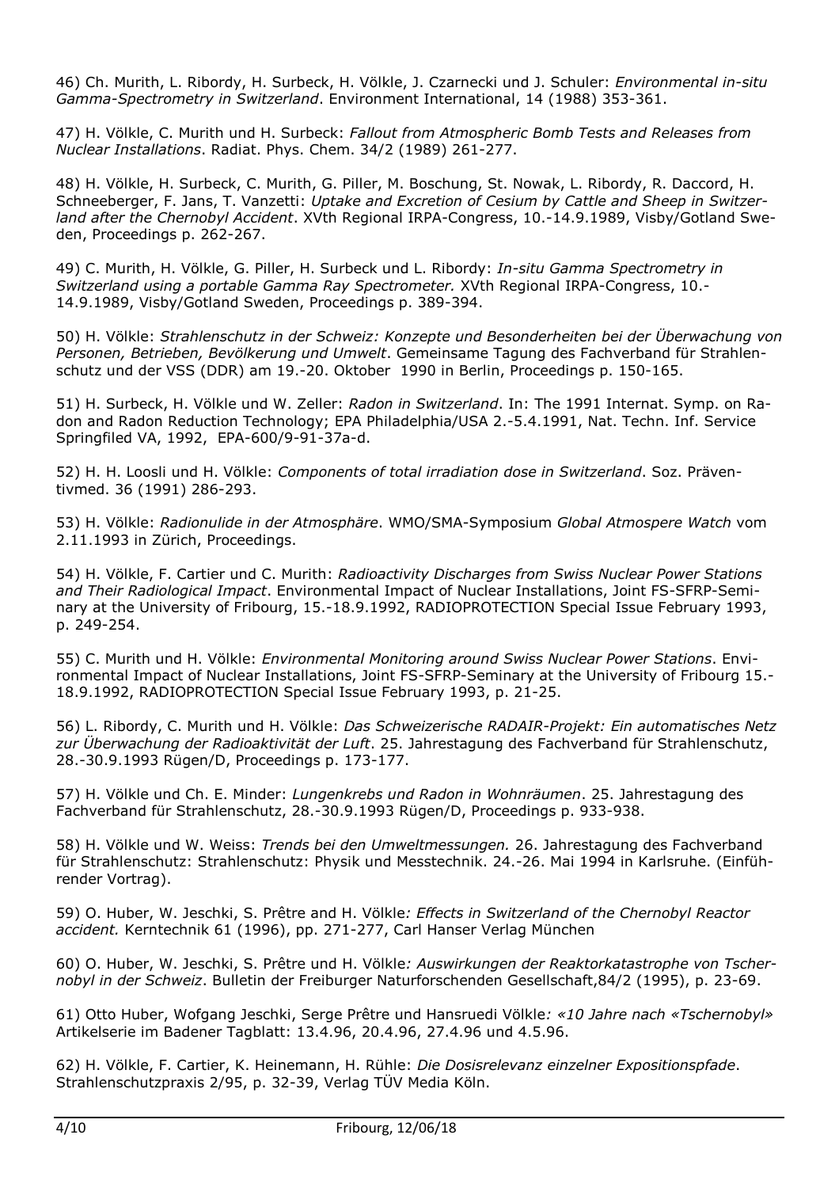46) Ch. Murith, L. Ribordy, H. Surbeck, H. Völkle, J. Czarnecki und J. Schuler: *Environmental in-situ Gamma-Spectrometry in Switzerland*. Environment International, 14 (1988) 353-361.

47) H. Völkle, C. Murith und H. Surbeck: *Fallout from Atmospheric Bomb Tests and Releases from Nuclear Installations*. Radiat. Phys. Chem. 34/2 (1989) 261-277.

48) H. Völkle, H. Surbeck, C. Murith, G. Piller, M. Boschung, St. Nowak, L. Ribordy, R. Daccord, H. Schneeberger, F. Jans, T. Vanzetti: *Uptake and Excretion of Cesium by Cattle and Sheep in Switzerland after the Chernobyl Accident*. XVth Regional IRPA-Congress, 10.-14.9.1989, Visby/Gotland Sweden, Proceedings p. 262-267.

49) C. Murith, H. Völkle, G. Piller, H. Surbeck und L. Ribordy: *In-situ Gamma Spectrometry in Switzerland using a portable Gamma Ray Spectrometer.* XVth Regional IRPA-Congress, 10.-14.9.1989, Visby/Gotland Sweden, Proceedings p. 389-394.

50) H. Völkle: *Strahlenschutz in der Schweiz: Konzepte und Besonderheiten bei der Überwachung von Personen, Betrieben, Bevölkerung und Umwelt*. Gemeinsame Tagung des Fachverband für Strahlenschutz und der VSS (DDR) am 19.-20. Oktober 1990 in Berlin, Proceedings p. 150-165.

51) H. Surbeck, H. Völkle und W. Zeller: *Radon in Switzerland*. In: The 1991 Internat. Symp. on Radon and Radon Reduction Technology; EPA Philadelphia/USA 2.-5.4.1991, Nat. Techn. Inf. Service Springfiled VA, 1992, EPA-600/9-91-37a-d.

52) H. H. Loosli und H. Völkle: *Components of total irradiation dose in Switzerland*. Soz. Präventivmed. 36 (1991) 286-293.

53) H. Völkle: *Radionulide in der Atmosphäre*. WMO/SMA-Symposium *Global Atmospere Watch* vom 2.11.1993 in Zürich, Proceedings.

54) H. Völkle, F. Cartier und C. Murith: *Radioactivity Discharges from Swiss Nuclear Power Stations and Their Radiological Impact*. Environmental Impact of Nuclear Installations, Joint FS-SFRP-Seminary at the University of Fribourg, 15.-18.9.1992, RADIOPROTECTION Special Issue February 1993, p. 249-254.

55) C. Murith und H. Völkle: *Environmental Monitoring around Swiss Nuclear Power Stations*. Environmental Impact of Nuclear Installations, Joint FS-SFRP-Seminary at the University of Fribourg 15.-18.9.1992, RADIOPROTECTION Special Issue February 1993, p. 21-25.

56) L. Ribordy, C. Murith und H. Völkle: *Das Schweizerische RADAIR-Projekt: Ein automatisches Netz zur Überwachung der Radioaktivität der Luft*. 25. Jahrestagung des Fachverband für Strahlenschutz, 28.-30.9.1993 Rügen/D, Proceedings p. 173-177.

57) H. Völkle und Ch. E. Minder: *Lungenkrebs und Radon in Wohnräumen*. 25. Jahrestagung des Fachverband für Strahlenschutz, 28.-30.9.1993 Rügen/D, Proceedings p. 933-938.

58) H. Völkle und W. Weiss: *Trends bei den Umweltmessungen.* 26. Jahrestagung des Fachverband für Strahlenschutz: Strahlenschutz: Physik und Messtechnik. 24.-26. Mai 1994 in Karlsruhe. (Einführender Vortrag).

59) O. Huber, W. Jeschki, S. Prêtre and H. Völkle*: Effects in Switzerland of the Chernobyl Reactor accident.* Kerntechnik 61 (1996), pp. 271-277, Carl Hanser Verlag München

60) O. Huber, W. Jeschki, S. Prêtre und H. Völkle*: Auswirkungen der Reaktorkatastrophe von Tschernobyl in der Schweiz*. Bulletin der Freiburger Naturforschenden Gesellschaft,84/2 (1995), p. 23-69.

61) Otto Huber, Wolfgang Jeschki, Serge Prêtre und Hansruedi Völkle*: «10 Jahre nach «Tschernobyl»* Artikelserie im Badener Tagblatt: 13.4.96, 20.4.96, 27.4.96 und 4.5.96.

62) H. Völkle, F. Cartier, K. Heinemann, H. Rühle: *Die Dosisrelevanz einzelner Expositionspfade*. Strahlenschutzpraxis 2/95, p. 32-39, Verlag TÜV Media Köln.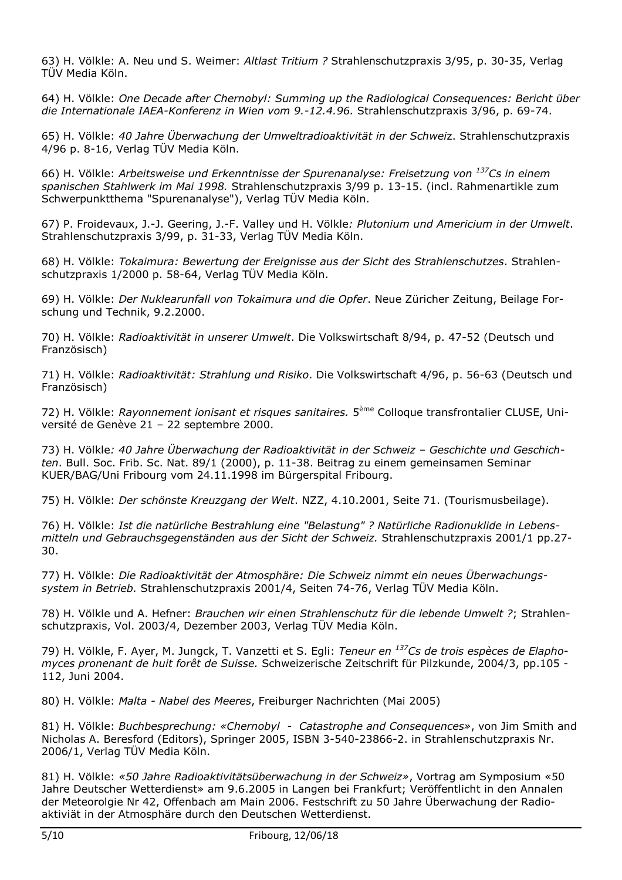63) H. Völkle: A. Neu und S. Weimer: *Altlast Tritium ?* Strahlenschutzpraxis 3/95, p. 30-35, Verlag TÜV Media Köln.

64) H. Völkle: *One Decade after Chernobyl: Summing up the Radiological Consequences: Bericht über die Internationale IAEA-Konferenz in Wien vom 9.-12.4.96.* Strahlenschutzpraxis 3/96, p. 69-74.

65) H. Völkle: *40 Jahre Überwachung der Umweltradioaktivität in der Schweiz*. Strahlenschutzpraxis 4/96 p. 8-16, Verlag TÜV Media Köln.

66) H. Völkle: *Arbeitsweise und Erkenntnisse der Spurenanalyse: Freisetzung von $^{137}$Cs in einem spanischen Stahlwerk im Mai 1998.* Strahlenschutzpraxis 3/99 p. 13-15. (incl. Rahmenartikle zum Schwerpunktthema "Spurenanalyse"), Verlag TÜV Media Köln.

67) P. Froidevaux, J.-J. Geering, J.-F. Valley und H. Völkle*: Plutonium und Americium in der Umwelt*. Strahlenschutzpraxis 3/99, p. 31-33, Verlag TÜV Media Köln.

68) H. Völkle: *Tokaimura: Bewertung der Ereignisse aus der Sicht des Strahlenschutzes*. Strahlenschutzpraxis 1/2000 p. 58-64, Verlag TÜV Media Köln.

69) H. Völkle: *Der Nuklearunfall von Tokaimura und die Opfer*. Neue Züricher Zeitung, Beilage Forschung und Technik, 9.2.2000.

70) H. Völkle: *Radioaktivität in unserer Umwelt*. Die Volkswirtschaft 8/94, p. 47-52 (Deutsch und Französisch)

71) H. Völkle: *Radioaktivität: Strahlung und Risiko*. Die Volkswirtschaft 4/96, p. 56-63 (Deutsch und Französisch)

72) H. Völkle: *Rayonnement ionisant et risques sanitaires.* 5ème Colloque transfrontalier CLUSE, Université de Genève 21 – 22 septembre 2000.

73) H. Völkle*: 40 Jahre Überwachung der Radioaktivität in der Schweiz – Geschichte und Geschichten*. Bull. Soc. Frib. Sc. Nat. 89/1 (2000), p. 11-38. Beitrag zu einem gemeinsamen Seminar KUER/BAG/Uni Fribourg vom 24.11.1998 im Bürgerspital Fribourg.

75) H. Völkle: *Der schönste Kreuzgang der Welt*. NZZ, 4.10.2001, Seite 71. (Tourismusbeilage).

76) H. Völkle: *Ist die natürliche Bestrahlung eine "Belastung" ? Natürliche Radionuklide in Lebensmitteln und Gebrauchsgegenständen aus der Sicht der Schweiz.* Strahlenschutzpraxis 2001/1 pp.27-30.

77) H. Völkle: *Die Radioaktivität der Atmosphäre: Die Schweiz nimmt ein neues Überwachungssystem in Betrieb.* Strahlenschutzpraxis 2001/4, Seiten 74-76, Verlag TÜV Media Köln.

78) H. Völkle und A. Hefner: *Brauchen wir einen Strahlenschutz für die lebende Umwelt ?*; Strahlenschutzpraxis, Vol. 2003/4, Dezember 2003, Verlag TÜV Media Köln.

79) H. Völkle, F. Ayer, M. Jungck, T. Vanzetti et S. Egli: *Teneur en $^{137}$Cs de trois espèces de Elaphomyces pronenant de huit forêt de Suisse.* Schweizerische Zeitschrift für Pilzkunde, 2004/3, pp.105 - 112, Juni 2004.

80) H. Völkle: *Malta - Nabel des Meeres*, Freiburger Nachrichten (Mai 2005)

81) H. Völkle: *Buchbesprechung: «Chernobyl - Catastrophe and Consequences»*, von Jim Smith and Nicholas A. Beresford (Editors), Springer 2005, ISBN 3-540-23866-2. in Strahlenschutzpraxis Nr. 2006/1, Verlag TÜV Media Köln.

81) H. Völkle: *«50 Jahre Radioaktivitätsüberwachung in der Schweiz»*, Vortrag am Symposium «50 Jahre Deutscher Wetterdienst» am 9.6.2005 in Langen bei Frankfurt; Veröffentlicht in den Annalen der Meteorolgie Nr 42, Offenbach am Main 2006. Festschrift zu 50 Jahre Überwachung der Radioaktiviät in der Atmosphäre durch den Deutschen Wetterdienst.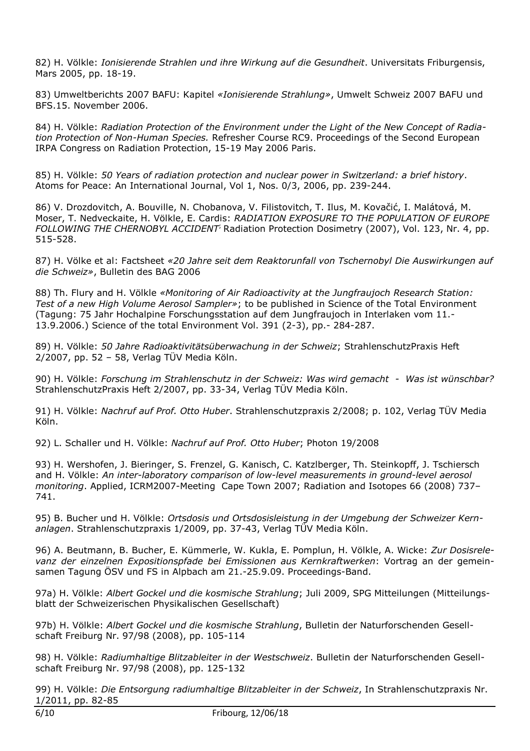82) H. Völkle: *Ionisierende Strahlen und ihre Wirkung auf die Gesundheit*. Universitats Friburgensis, Mars 2005, pp. 18-19.

83) Umweltberichts 2007 BAFU: Kapitel *«Ionisierende Strahlung»*, Umwelt Schweiz 2007 BAFU und BFS.15. November 2006.

84) H. Völkle: *Radiation Protection of the Environment under the Light of the New Concept of Radiation Protection of Non-Human Species.* Refresher Course RC9. Proceedings of the Second European IRPA Congress on Radiation Protection, 15-19 May 2006 Paris.

85) H. Völkle: *50 Years of radiation protection and nuclear power in Switzerland: a brief history*. Atoms for Peace: An International Journal, Vol 1, Nos. 0/3, 2006, pp. 239-244.

86) V. Drozdovitch, A. Bouville, N. Chobanova, V. Filistovitch, T. Ilus, M. Kovačić, I. Malátová, M. Moser, T. Nedveckaite, H. Völkle, E. Cardis: *RADIATION EXPOSURE TO THE POPULATION OF EUROPE FOLLOWING THE CHERNOBYL ACCIDENT'* Radiation Protection Dosimetry (2007), Vol. 123, Nr. 4, pp. 515-528.

87) H. Völke et al: Factsheet *«20 Jahre seit dem Reaktorunfall von Tschernobyl Die Auswirkungen auf die Schweiz»*, Bulletin des BAG 2006

88) Th. Flury and H. Völkle *«Monitoring of Air Radioactivity at the Jungfraujoch Research Station: Test of a new High Volume Aerosol Sampler»*; to be published in Science of the Total Environment (Tagung: 75 Jahr Hochalpine Forschungsstation auf dem Jungfraujoch in Interlaken vom 11.-13.9.2006.) Science of the total Environment Vol. 391 (2-3), pp.- 284-287.

89) H. Völkle: *50 Jahre Radioaktivitätsüberwachung in der Schweiz*; StrahlenschutzPraxis Heft 2/2007, pp. 52 – 58, Verlag TÜV Media Köln.

90) H. Völkle: *Forschung im Strahlenschutz in der Schweiz: Was wird gemacht - Was ist wünschbar?* StrahlenschutzPraxis Heft 2/2007, pp. 33-34, Verlag TÜV Media Köln.

91) H. Völkle: *Nachruf auf Prof. Otto Huber*. Strahlenschutzpraxis 2/2008; p. 102, Verlag TÜV Media Köln.

92) L. Schaller und H. Völkle: *Nachruf auf Prof. Otto Huber*; Photon 19/2008

93) H. Wershofen, J. Bieringer, S. Frenzel, G. Kanisch, C. Katzlberger, Th. Steinkopff, J. Tschiersch and H. Völkle: *An inter-laboratory comparison of low-level measurements in ground-level aerosol monitoring*. Applied, ICRM2007-Meeting Cape Town 2007; Radiation and Isotopes 66 (2008) 737–741.

95) B. Bucher und H. Völkle: *Ortsdosis und Ortsdosisleistung in der Umgebung der Schweizer Kernanlagen*. Strahlenschutzpraxis 1/2009, pp. 37-43, Verlag TÜV Media Köln.

96) A. Beutmann, B. Bucher, E. Kümmerle, W. Kukla, E. Pomplun, H. Völkle, A. Wicke: *Zur Dosisrelevanz der einzelnen Expositionspfade bei Emissionen aus Kernkraftwerken*: Vortrag an der gemeinsamen Tagung ÖSV und FS in Alpbach am 21.-25.9.09. Proceedings-Band.

97a) H. Völkle: *Albert Gockel und die kosmische Strahlung*; Juli 2009, SPG Mitteilungen (Mitteilungsblatt der Schweizerischen Physikalischen Gesellschaft)

97b) H. Völkle: *Albert Gockel und die kosmische Strahlung*, Bulletin der Naturforschenden Gesellschaft Freiburg Nr. 97/98 (2008), pp. 105-114

98) H. Völkle: *Radiumhaltige Blitzableiter in der Westschweiz*. Bulletin der Naturforschenden Gesellschaft Freiburg Nr. 97/98 (2008), pp. 125-132

99) H. Völkle: *Die Entsorgung radiumhaltige Blitzableiter in der Schweiz*, In Strahlenschutzpraxis Nr. 1/2011, pp. 82-85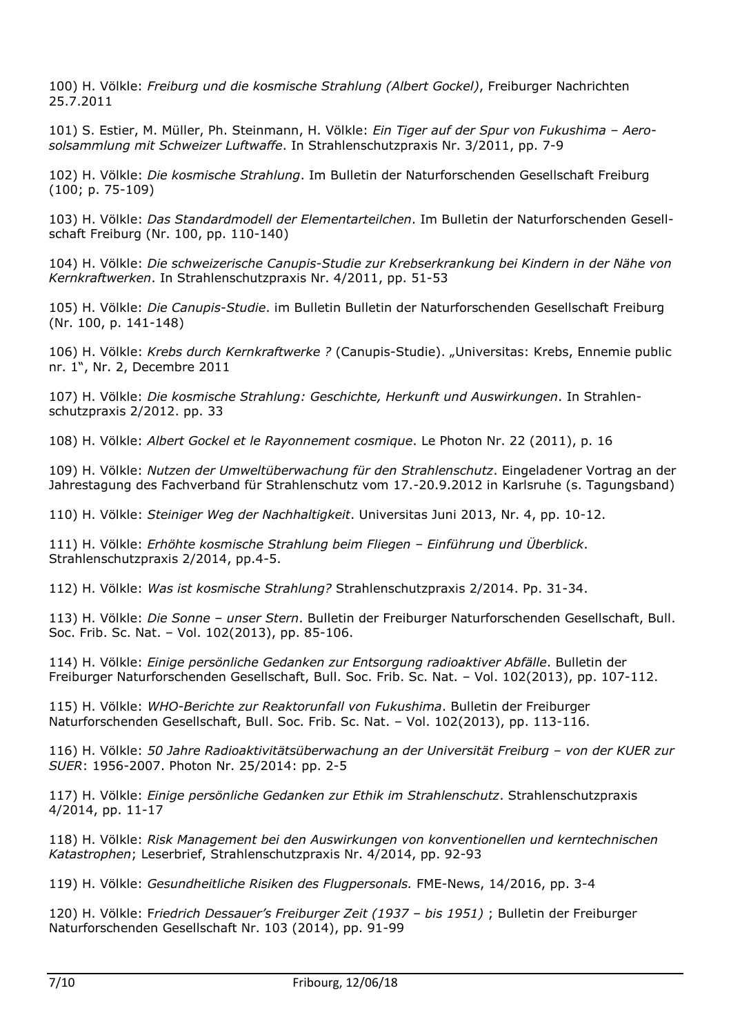100) H. Völkle: *Freiburg und die kosmische Strahlung (Albert Gockel)*, Freiburger Nachrichten 25.7.2011

101) S. Estier, M. Müller, Ph. Steinmann, H. Völkle: *Ein Tiger auf der Spur von Fukushima – Aerosolsammlung mit Schweizer Luftwaffe*. In Strahlenschutzpraxis Nr. 3/2011, pp. 7-9

102) H. Völkle: *Die kosmische Strahlung*. Im Bulletin der Naturforschenden Gesellschaft Freiburg (100; p. 75-109)

103) H. Völkle: *Das Standardmodell der Elementarteilchen*. Im Bulletin der Naturforschenden Gesellschaft Freiburg (Nr. 100, pp. 110-140)

104) H. Völkle: *Die schweizerische Canupis-Studie zur Krebserkrankung bei Kindern in der Nähe von Kernkraftwerken*. In Strahlenschutzpraxis Nr. 4/2011, pp. 51-53

105) H. Völkle: *Die Canupis-Studie*. im Bulletin Bulletin der Naturforschenden Gesellschaft Freiburg (Nr. 100, p. 141-148)

106) H. Völkle: *Krebs durch Kernkraftwerke ?* (Canupis-Studie). „Universitas: Krebs, Ennemie public nr. 1", Nr. 2, Decembre 2011

107) H. Völkle: *Die kosmische Strahlung: Geschichte, Herkunft und Auswirkungen*. In Strahlenschutzpraxis 2/2012. pp. 33

108) H. Völkle: *Albert Gockel et le Rayonnement cosmique*. Le Photon Nr. 22 (2011), p. 16

109) H. Völkle: *Nutzen der Umweltüberwachung für den Strahlenschutz*. Eingeladener Vortrag an der Jahrestagung des Fachverband für Strahlenschutz vom 17.-20.9.2012 in Karlsruhe (s. Tagungsband)

110) H. Völkle: *Steiniger Weg der Nachhaltigkeit*. Universitas Juni 2013, Nr. 4, pp. 10-12.

111) H. Völkle: *Erhöhte kosmische Strahlung beim Fliegen – Einführung und Überblick*. Strahlenschutzpraxis 2/2014, pp.4-5.

112) H. Völkle: *Was ist kosmische Strahlung?* Strahlenschutzpraxis 2/2014. Pp. 31-34.

113) H. Völkle: *Die Sonne – unser Stern*. Bulletin der Freiburger Naturforschenden Gesellschaft, Bull. Soc. Frib. Sc. Nat. – Vol. 102(2013), pp. 85-106.

114) H. Völkle: *Einige persönliche Gedanken zur Entsorgung radioaktiver Abfälle*. Bulletin der Freiburger Naturforschenden Gesellschaft, Bull. Soc. Frib. Sc. Nat. – Vol. 102(2013), pp. 107-112.

115) H. Völkle: *WHO-Berichte zur Reaktorunfall von Fukushima*. Bulletin der Freiburger Naturforschenden Gesellschaft, Bull. Soc. Frib. Sc. Nat. – Vol. 102(2013), pp. 113-116.

116) H. Völkle: *50 Jahre Radioaktivitätsüberwachung an der Universität Freiburg – von der KUER zur SUER*: 1956-2007. Photon Nr. 25/2014: pp. 2-5

117) H. Völkle: *Einige persönliche Gedanken zur Ethik im Strahlenschutz*. Strahlenschutzpraxis 4/2014, pp. 11-17

118) H. Völkle: *Risk Management bei den Auswirkungen von konventionellen und kerntechnischen Katastrophen*; Leserbrief, Strahlenschutzpraxis Nr. 4/2014, pp. 92-93

119) H. Völkle: *Gesundheitliche Risiken des Flugpersonals.* FME-News, 14/2016, pp. 3-4

120) H. Völkle: F*riedrich Dessauer's Freiburger Zeit (1937 – bis 1951)* ; Bulletin der Freiburger Naturforschenden Gesellschaft Nr. 103 (2014), pp. 91-99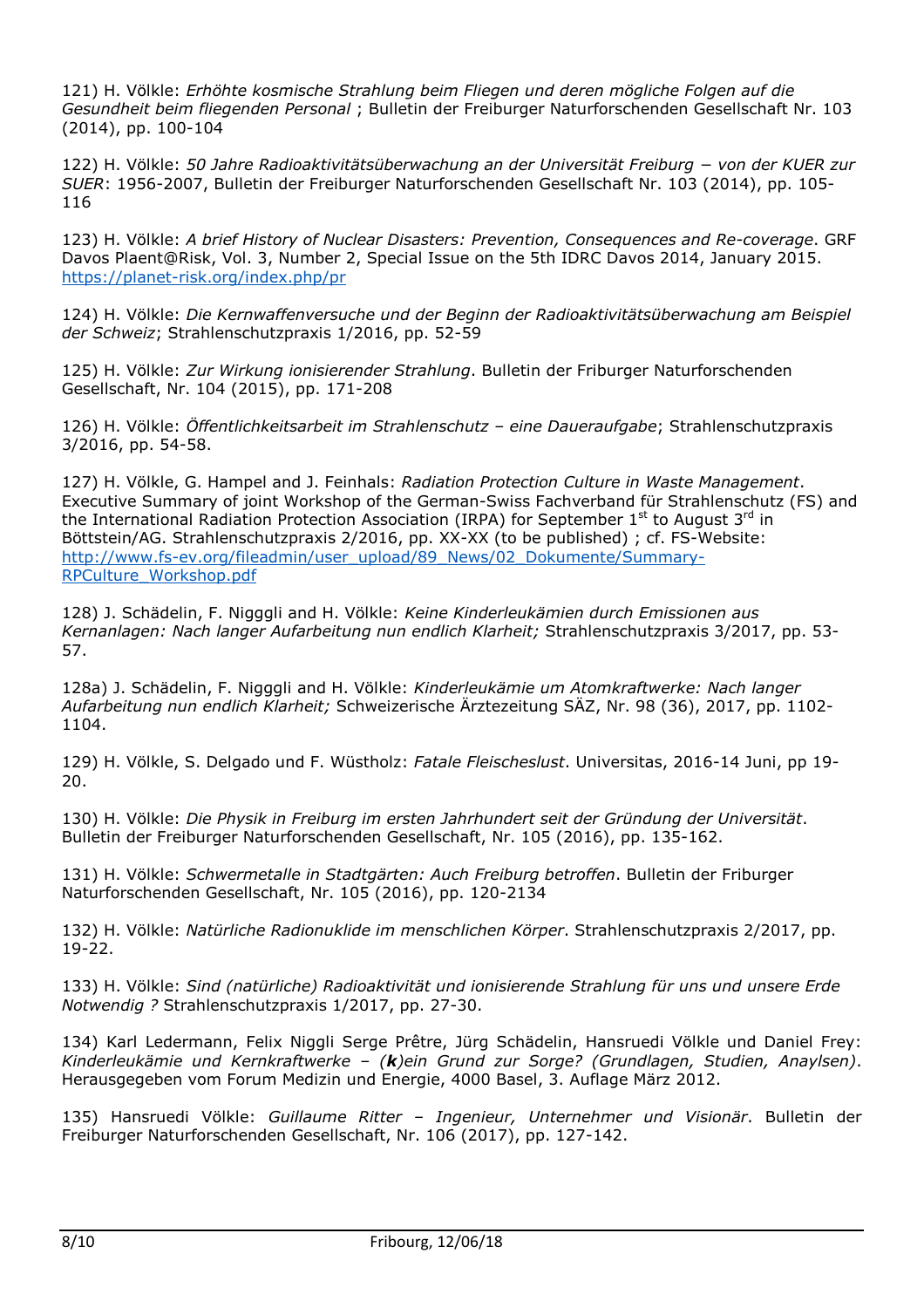121) H. Völkle: *Erhöhte kosmische Strahlung beim Fliegen und deren mögliche Folgen auf die Gesundheit beim fliegenden Personal* ; Bulletin der Freiburger Naturforschenden Gesellschaft Nr. 103 (2014), pp. 100-104

122) H. Völkle: *50 Jahre Radioaktivitätsüberwachung an der Universität Freiburg − von der KUER zur SUER*: 1956-2007, Bulletin der Freiburger Naturforschenden Gesellschaft Nr. 103 (2014), pp. 105-116

123) H. Völkle: *A brief History of Nuclear Disasters: Prevention, Consequences and Re-coverage*. GRF Davos Plaent@Risk, Vol. 3, Number 2, Special Issue on the 5th IDRC Davos 2014, January 2015. https://planet-risk.org/index.php/pr

124) H. Völkle: *Die Kernwaffenversuche und der Beginn der Radioaktivitätsüberwachung am Beispiel der Schweiz*; Strahlenschutzpraxis 1/2016, pp. 52-59

125) H. Völkle: *Zur Wirkung ionisierender Strahlung*. Bulletin der Friburger Naturforschenden Gesellschaft, Nr. 104 (2015), pp. 171-208

126) H. Völkle: *Öffentlichkeitsarbeit im Strahlenschutz – eine Daueraufgabe*; Strahlenschutzpraxis 3/2016, pp. 54-58.

127) H. Völkle, G. Hampel and J. Feinhals: *Radiation Protection Culture in Waste Management*. Executive Summary of joint Workshop of the German-Swiss Fachverband für Strahlenschutz (FS) and the International Radiation Protection Association (IRPA) for September 1st to August 3rd in Böttstein/AG. Strahlenschutzpraxis 2/2016, pp. XX-XX (to be published) ; cf. FS-Website: http://www.fs-ev.org/fileadmin/user_upload/89_News/02_Dokumente/Summary-RPCulture_Workshop.pdf

128) J. Schädelin, F. Nigggli and H. Völkle: *Keine Kinderleukämien durch Emissionen aus Kernanlagen: Nach langer Aufarbeitung nun endlich Klarheit;* Strahlenschutzpraxis 3/2017, pp. 53-57.

128a) J. Schädelin, F. Nigggli and H. Völkle: *Kinderleukämie um Atomkraftwerke: Nach langer Aufarbeitung nun endlich Klarheit;* Schweizerische Ärztezeitung SÄZ, Nr. 98 (36), 2017, pp. 1102-1104.

129) H. Völkle, S. Delgado und F. Wüstholz: *Fatale Fleischeslust*. Universitas, 2016-14 Juni, pp 19-20.

130) H. Völkle: *Die Physik in Freiburg im ersten Jahrhundert seit der Gründung der Universität*. Bulletin der Freiburger Naturforschenden Gesellschaft, Nr. 105 (2016), pp. 135-162.

131) H. Völkle: *Schwermetalle in Stadtgärten: Auch Freiburg betroffen*. Bulletin der Friburger Naturforschenden Gesellschaft, Nr. 105 (2016), pp. 120-2134

132) H. Völkle: *Natürliche Radionuklide im menschlichen Körper*. Strahlenschutzpraxis 2/2017, pp. 19-22.

133) H. Völkle: *Sind (natürliche) Radioaktivität und ionisierende Strahlung für uns und unsere Erde Notwendig ?* Strahlenschutzpraxis 1/2017, pp. 27-30.

134) Karl Ledermann, Felix Niggli Serge Prêtre, Jürg Schädelin, Hansruedi Völkle und Daniel Frey: *Kinderleukämie und Kernkraftwerke – (**k**)ein Grund zur Sorge? (Grundlagen, Studien, Anaylsen)*. Herausgegeben vom Forum Medizin und Energie, 4000 Basel, 3. Auflage März 2012.

135) Hansruedi Völkle: *Guillaume Ritter – Ingenieur, Unternehmer und Visionär*. Bulletin der Freiburger Naturforschenden Gesellschaft, Nr. 106 (2017), pp. 127-142.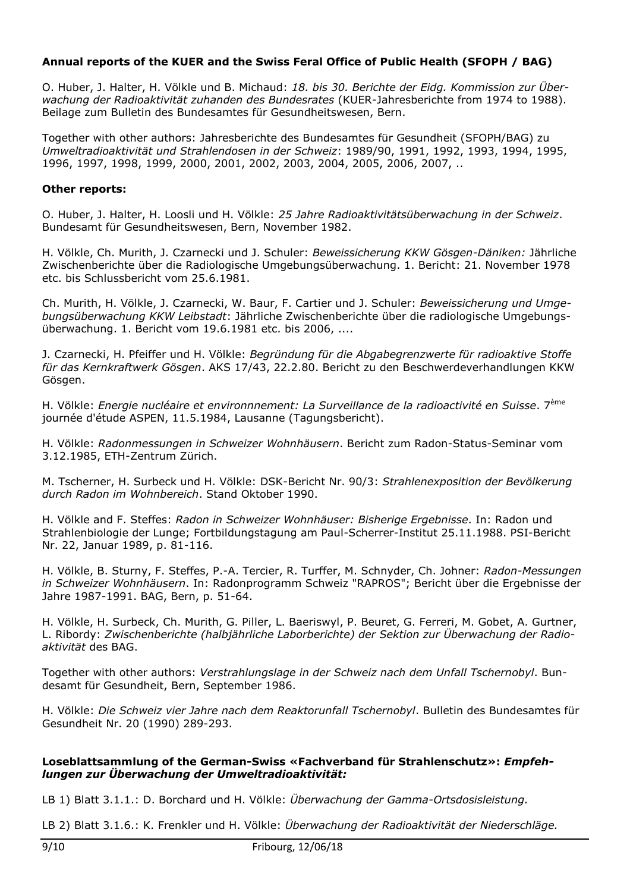**Annual reports of the KUER and the Swiss Feral Office of Public Health (SFOPH / BAG)**

O. Huber, J. Halter, H. Völkle und B. Michaud: *18. bis 30. Berichte der Eidg. Kommission zur Überwachung der Radioaktivität zuhanden des Bundesrates* (KUER-Jahresberichte from 1974 to 1988). Beilage zum Bulletin des Bundesamtes für Gesundheitswesen, Bern.

Together with other authors: Jahresberichte des Bundesamtes für Gesundheit (SFOPH/BAG) zu *Umweltradioaktivität und Strahlendosen in der Schweiz*: 1989/90, 1991, 1992, 1993, 1994, 1995, 1996, 1997, 1998, 1999, 2000, 2001, 2002, 2003, 2004, 2005, 2006, 2007, ..

**Other reports:**

O. Huber, J. Halter, H. Loosli und H. Völkle: *25 Jahre Radioaktivitätsüberwachung in der Schweiz*. Bundesamt für Gesundheitswesen, Bern, November 1982.

H. Völkle, Ch. Murith, J. Czarnecki und J. Schuler: *Beweissicherung KKW Gösgen-Däniken:* Jährliche Zwischenberichte über die Radiologische Umgebungsüberwachung. 1. Bericht: 21. November 1978 etc. bis Schlussbericht vom 25.6.1981.

Ch. Murith, H. Völkle, J. Czarnecki, W. Baur, F. Cartier und J. Schuler: *Beweissicherung und Umgebungsüberwachung KKW Leibstadt*: Jährliche Zwischenberichte über die radiologische Umgebungsüberwachung. 1. Bericht vom 19.6.1981 etc. bis 2006, ....

J. Czarnecki, H. Pfeiffer und H. Völkle: *Begründung für die Abgabegrenzwerte für radioaktive Stoffe für das Kernkraftwerk Gösgen*. AKS 17/43, 22.2.80. Bericht zu den Beschwerdeverhandlungen KKW Gösgen.

H. Völkle: *Energie nucléaire et environnnement: La Surveillance de la radioactivité en Suisse*. 7ème journée d'étude ASPEN, 11.5.1984, Lausanne (Tagungsbericht).

H. Völkle: *Radonmessungen in Schweizer Wohnhäusern*. Bericht zum Radon-Status-Seminar vom 3.12.1985, ETH-Zentrum Zürich.

M. Tscherner, H. Surbeck und H. Völkle: DSK-Bericht Nr. 90/3: *Strahlenexposition der Bevölkerung durch Radon im Wohnbereich*. Stand Oktober 1990.

H. Völkle and F. Steffes: *Radon in Schweizer Wohnhäuser: Bisherige Ergebnisse*. In: Radon und Strahlenbiologie der Lunge; Fortbildungstagung am Paul-Scherrer-Institut 25.11.1988. PSI-Bericht Nr. 22, Januar 1989, p. 81-116.

H. Völkle, B. Sturny, F. Steffes, P.-A. Tercier, R. Turffer, M. Schnyder, Ch. Johner: *Radon-Messungen in Schweizer Wohnhäusern*. In: Radonprogramm Schweiz "RAPROS"; Bericht über die Ergebnisse der Jahre 1987-1991. BAG, Bern, p. 51-64.

H. Völkle, H. Surbeck, Ch. Murith, G. Piller, L. Baeriswyl, P. Beuret, G. Ferreri, M. Gobet, A. Gurtner, L. Ribordy: *Zwischenberichte (halbjährliche Laborberichte) der Sektion zur Überwachung der Radioaktivität* des BAG.

Together with other authors: *Verstrahlungslage in der Schweiz nach dem Unfall Tschernobyl*. Bundesamt für Gesundheit, Bern, September 1986.

H. Völkle: *Die Schweiz vier Jahre nach dem Reaktorunfall Tschernobyl*. Bulletin des Bundesamtes für Gesundheit Nr. 20 (1990) 289-293.

**Loseblattsammlung of the German-Swiss «Fachverband für Strahlenschutz»: *Empfehlungen zur Überwachung der Umweltradioaktivität:***

LB 1) Blatt 3.1.1.: D. Borchard und H. Völkle: *Überwachung der Gamma-Ortsdosisleistung.*

LB 2) Blatt 3.1.6.: K. Frenkler und H. Völkle: *Überwachung der Radioaktivität der Niederschläge.*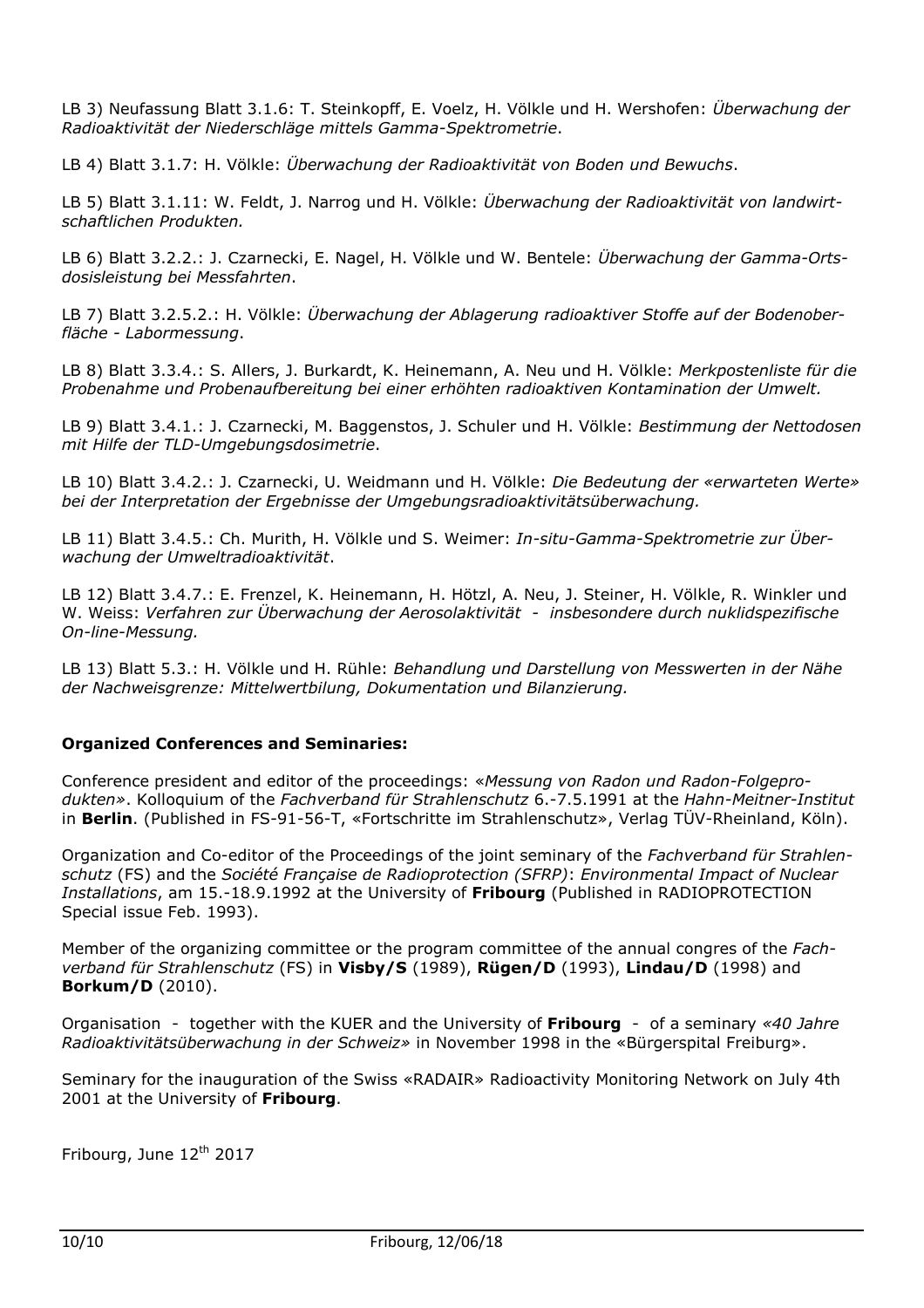LB 3) Neufassung Blatt 3.1.6: T. Steinkopff, E. Voelz, H. Völkle und H. Wershofen: *Überwachung der Radioaktivität der Niederschläge mittels Gamma-Spektrometrie*.

LB 4) Blatt 3.1.7: H. Völkle: *Überwachung der Radioaktivität von Boden und Bewuchs*.

LB 5) Blatt 3.1.11: W. Feldt, J. Narrog und H. Völkle: *Überwachung der Radioaktivität von landwirtschaftlichen Produkten.*

LB 6) Blatt 3.2.2.: J. Czarnecki, E. Nagel, H. Völkle und W. Bentele: *Überwachung der Gamma-Ortsdosisleistung bei Messfahrten*.

LB 7) Blatt 3.2.5.2.: H. Völkle: *Überwachung der Ablagerung radioaktiver Stoffe auf der Bodenoberfläche - Labormessung*.

LB 8) Blatt 3.3.4.: S. Allers, J. Burkardt, K. Heinemann, A. Neu und H. Völkle: *Merkpostenliste für die Probenahme und Probenaufbereitung bei einer erhöhten radioaktiven Kontamination der Umwelt.*

LB 9) Blatt 3.4.1.: J. Czarnecki, M. Baggenstos, J. Schuler und H. Völkle: *Bestimmung der Nettodosen mit Hilfe der TLD-Umgebungsdosimetrie*.

LB 10) Blatt 3.4.2.: J. Czarnecki, U. Weidmann und H. Völkle: *Die Bedeutung der «erwarteten Werte» bei der Interpretation der Ergebnisse der Umgebungsradioaktivitätsüberwachung.*

LB 11) Blatt 3.4.5.: Ch. Murith, H. Völkle und S. Weimer: *In-situ-Gamma-Spektrometrie zur Überwachung der Umweltradioaktivität*.

LB 12) Blatt 3.4.7.: E. Frenzel, K. Heinemann, H. Hötzl, A. Neu, J. Steiner, H. Völkle, R. Winkler und W. Weiss: *Verfahren zur Überwachung der Aerosolaktivität - insbesondere durch nuklidspezifische On-line-Messung.*

LB 13) Blatt 5.3.: H. Völkle und H. Rühle: *Behandlung und Darstellung von Messwerten in der Nähe der Nachweisgrenze: Mittelwertbilung, Dokumentation und Bilanzierung.*

**Organized Conferences and Seminaries:**

Conference president and editor of the proceedings: «*Messung von Radon und Radon-Folgeprodukten*». Kolloquium of the *Fachverband für Strahlenschutz* 6.-7.5.1991 at the *Hahn-Meitner-Institut* in **Berlin**. (Published in FS-91-56-T, «Fortschritte im Strahlenschutz», Verlag TÜV-Rheinland, Köln).

Organization and Co-editor of the Proceedings of the joint seminary of the *Fachverband für Strahlenschutz* (FS) and the *Société Française de Radioprotection (SFRP)*: *Environmental Impact of Nuclear Installations*, am 15.-18.9.1992 at the University of **Fribourg** (Published in RADIOPROTECTION Special issue Feb. 1993).

Member of the organizing committee or the program committee of the annual congres of the *Fachverband für Strahlenschutz* (FS) in **Visby/S** (1989), **Rügen/D** (1993), **Lindau/D** (1998) and **Borkum/D** (2010).

Organisation - together with the KUER and the University of **Fribourg** - of a seminary *«40 Jahre Radioaktivitätsüberwachung in der Schweiz»* in November 1998 in the «Bürgerspital Freiburg».

Seminary for the inauguration of the Swiss «RADAIR» Radioactivity Monitoring Network on July 4th 2001 at the University of **Fribourg**.

Fribourg, June 12th 2017